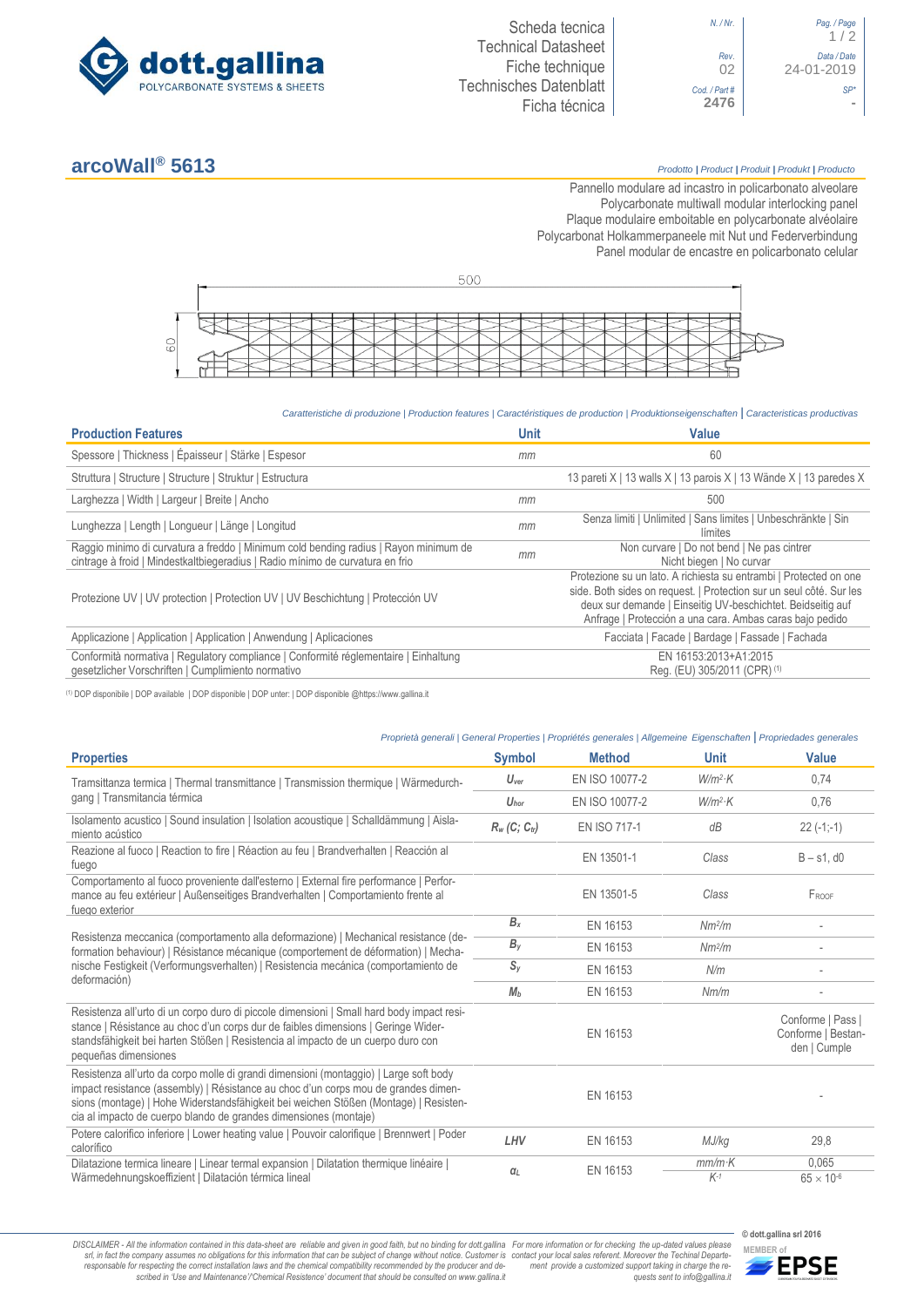Scheda tecnica
Technical Datasheet
Fiche technique
Technisches Datenblatt
Ficha técnica

| N. / Nr. | Pag. / Page |
|---|---|
| | 1 / 2 |
| Rev. | Data / Date |
| 02 | 24-01-2019 |
| Cod. / Part # | SP* |
| 2476 | - |

# arcoWall® 5613

*Prodotto* | *Product* | *Produit* | *Produkt* | *Producto*

Pannello modulare ad incastro in policarbonato alveolare
Polycarbonate multiwall modular interlocking panel
Plaque modulaire emboitable en polycarbonate alvéolaire
Polycarbonat Holkammerpaneele mit Nut und Federverbindung
Panel modular de encastre en policarbonato celular

500

60

*Caratteristiche di produzione* | *Production features* | *Caractéristiques de production* | *Produktionseigenschaften* | *Caracteristicas productivas*

| Production Features | Unit | Value |
|---|---|---|
| Spessore \| Thickness \| Épaisseur \| Stärke \| Espesor | mm | 60 |
| Struttura \| Structure \| Structure \| Struktur \| Estructura | | 13 pareti X \| 13 walls X \| 13 parois X \| 13 Wände X \| 13 paredes X |
| Larghezza \| Width \| Largeur \| Breite \| Ancho | mm | 500 |
| Lunghezza \| Length \| Longueur \| Länge \| Longitud | mm | Senza limiti \| Unlimited \| Sans limites \| Unbeschränkte \| Sin límites |
| Raggio minimo di curvatura a freddo \| Minimum cold bending radius \| Rayon minimum de cintrage à froid \| Mindestkaltbiegeradius \| Radio mínimo de curvatura en frio | mm | Non curvare \| Do not bend \| Ne pas cintrer Nicht biegen \| No curvar |
| Protezione UV \| UV protection \| Protection UV \| UV Beschichtung \| Protección UV | | Protezione su un lato. A richiesta su entrambi \| Protected on one side. Both sides on request. \| Protection sur un seul côté. Sur les deux sur demande \| Einseitig UV-beschichtet. Beidseitig auf Anfrage \| Protección a una cara. Ambas caras bajo pedido |
| Applicazione \| Application \| Application \| Anwendung \| Aplicaciones | | Facciata \| Facade \| Bardage \| Fassade \| Fachada |
| Conformità normativa \| Regulatory compliance \| Conformité réglementaire \| Einhaltung gesetzlicher Vorschriften \| Cumplimiento normativo | | EN 16153:2013+A1:2015 Reg. (EU) 305/2011 (CPR) (1) |

(1) DOP disponibile | DOP available | DOP disponible | DOP unter: | DOP disponible @https://www.gallina.it

*Proprietà generali* | *General Properties* | *Propriétés generales* | *Allgemeine Eigenschaften* | *Propriedades generales*

| Properties | Symbol | Method | Unit | Value |
|---|---|---|---|---|
| Tramsittanza termica \| Thermal transmittance \| Transmission thermique \| Wärmedurchgang \| Transmitancia térmica | $U_{ver}$ | EN ISO 10077-2 | $W/m^2{\cdot}K$ | 0,74 |
| | $U_{hor}$ | EN ISO 10077-2 | $W/m^2{\cdot}K$ | 0,76 |
| Isolamento acustico \| Sound insulation \| Isolation acoustique \| Schalldämmung \| Aislamiento acústico | $R_w$ $(C; C_{tr})$ | EN ISO 717-1 | dB | 22 (-1;-1) |
| Reazione al fuoco \| Reaction to fire \| Réaction au feu \| Brandverhalten \| Reacción al fuego | | EN 13501-1 | Class | B – s1, d0 |
| Comportamento al fuoco proveniente dall'esterno \| External fire performance \| Performance au feu extérieur \| Außenseitiges Brandverhalten \| Comportamiento frente al fuego exterior | | EN 13501-5 | Class | $F_{ROOF}$ |
| Resistenza meccanica (comportamento alla deformazione) \| Mechanical resistance (deformation behaviour) \| Résistance mécanique (comportement de déformation) \| Mechanische Festigkeit (Verformungsverhalten) \| Resistencia mecánica (comportamiento de deformación) | $B_x$ | EN 16153 | $Nm^2/m$ | - |
| | $B_y$ | EN 16153 | $Nm^2/m$ | - |
| | $S_y$ | EN 16153 | N/m | - |
| | $M_b$ | EN 16153 | Nm/m | - |
| Resistenza all'urto di un corpo duro di piccole dimensioni \| Small hard body impact resistance \| Résistance au choc d'un corps dur de faibles dimensions \| Geringe Widerstandsfähigkeit bei harten Stößen \| Resistencia al impacto de un cuerpo duro con pequeñas dimensiones | | EN 16153 | | Conforme \| Pass \| Conforme \| Bestanden \| Cumple |
| Resistenza all'urto da corpo molle di grandi dimensioni (montaggio) \| Large soft body impact resistance (assembly) \| Résistance au choc d'un corps mou de grandes dimensions (montage) \| Hohe Widerstandsfähigkeit bei weichen Stößen (Montage) \| Resistencia al impacto de cuerpo blando de grandes dimensiones (montaje) | | EN 16153 | | - |
| Potere calorifico inferiore \| Lower heating value \| Pouvoir calorifique \| Brennwert \| Poder calorífico | LHV | EN 16153 | MJ/kg | 29,8 |
| Dilatazione termica lineare \| Linear termal expansion \| Dilatation thermique linéaire \| Wärmedehnungskoeffizient \| Dilatación térmica lineal | $\alpha_L$ | EN 16153 | $mm/m{\cdot}K$ | 0,065 |
| | | | $K^{-1}$ | $65 \times 10^{-6}$ |

*DISCLAIMER - All the information contained in this data-sheet are reliable and given in good faith, but no binding for dott.gallina srl, in fact the company assumes no obligations for this information that can be subject of change without notice. Customer is responsable for respecting the correct installation laws and the chemical compatibility recommended by the producer and described in 'Use and Maintenance'/'Chemical Resistence' document that should be consulted on www.gallina.it*

*For more information or for checking the up-dated values please contact your local sales referent. Moreover the Techinal Department provide a customized support taking in charge the requests sent to info@gallina.it*

© dott.gallina srl 2016

MEMBER of EPSE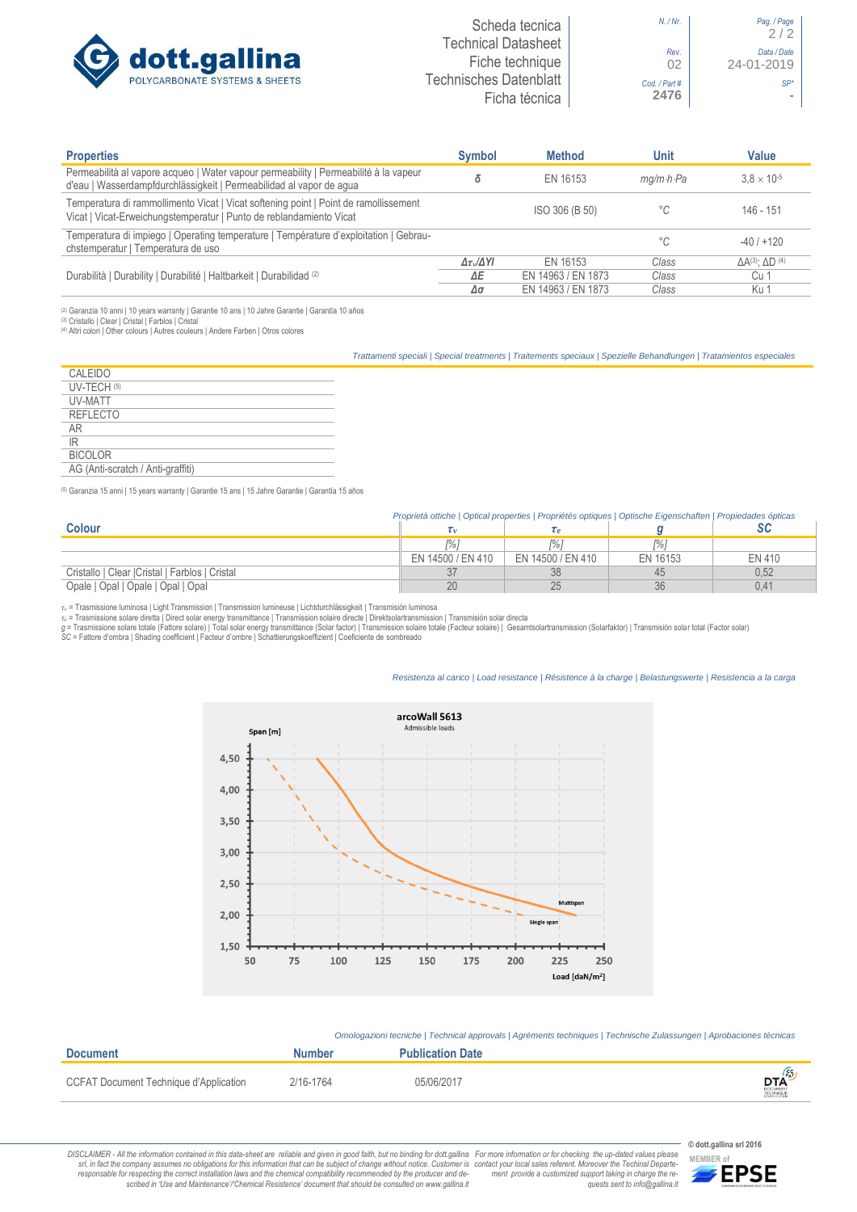| Properties | Symbol | Method | Unit | Value |
|---|---|---|---|---|
| Permeabilità al vapore acqueo \| Water vapour permeability \| Permeabilité à la vapeur d'eau \| Wasserdampfdurchlässigkeit \| Permeabilidad al vapor de agua | $\delta$ | EN 16153 | mg/m·h·Pa | $3{,}8 \times 10^{-5}$ |
| Temperatura di rammollimento Vicat \| Vicat softening point \| Point de ramollissement Vicat \| Vicat-Erweichungstemperatur \| Punto de reblandamiento Vicat | | ISO 306 (B 50) | °C | 146 - 151 |
| Temperatura di impiego \| Operating temperature \| Température d'exploitation \| Gebrauchstemperatur \| Temperatura de uso | | | °C | -40 / +120 |
| Durabilità \| Durability \| Durabilité \| Haltbarkeit \| Durabilidad [2] | $\Delta\tau_v/\Delta YI$ | EN 16153 | Class | ΔA[3]; ΔD [4] |
| | $\Delta E$ | EN 14963 / EN 1873 | Class | Cu 1 |
| | $\Delta\sigma$ | EN 14963 / EN 1873 | Class | Ku 1 |

[2] Garanzia 10 anni | 10 years warranty | Garantie 10 ans | 10 Jahre Garantie | Garantía 10 años
[3] Cristallo | Clear | Cristal | Farblos | Cristal
[4] Altri colori | Other colours | Autres couleurs | Andere Farben | Otros colores

*Trattamenti speciali | Special treatments | Traitements speciaux | Spezielle Behandlungen | Tratamientos especiales*

- CALEIDO
- UV-TECH [5]
- UV-MATT
- REFLECTO
- AR
- IR
- BICOLOR
- AG (Anti-scratch / Anti-graffiti)

[5] Garanzia 15 anni | 15 years warranty | Garantie 15 ans | 15 Jahre Garantie | Garantía 15 años

*Proprietà ottiche | Optical properties | Propriétés optiques | Optische Eigenschaften | Propiedades ópticas*

| Colour | $\tau_v$ | $\tau_e$ | $g$ | SC |
|---|---|---|---|---|
| | [%] | [%] | [%] | |
| | EN 14500 / EN 410 | EN 14500 / EN 410 | EN 16153 | EN 410 |
| Cristallo \| Clear \|Cristal \| Farblos \| Cristal | 37 | 38 | 45 | 0,52 |
| Opale \| Opal \| Opale \| Opal \| Opal | 20 | 25 | 36 | 0,41 |

$\tau_v$ = Trasmissione luminosa | Light Transmission | Transmission lumineuse | Lichtdurchlässigkeit | Transmisión luminosa
$\tau_e$ = Trasmissione solare diretta | Direct solar energy transmittance | Transmission solaire directe | Direktsolartransmission | Transmisión solar directa
$g$ = Trasmissione solare totale (Fattore solare) | Total solar energy transmittance (Solar factor) | Transmission solaire totale (Facteur solaire) | Gesamtsolartransmission (Solarfaktor) | Transmisión solar total (Factor solar)
SC = Fattore d'ombra | Shading coefficient | Facteur d'ombre | Schattierungskoeffizient | Coeficiente de sombreado

*Resistenza al carico | Load resistance | Résistence à la charge | Belastungswerte | Resistencia a la carga*

arcoWall 5613
Admissible loads
Span [m]
4,50
4,00
3,50
3,00
2,50
2,00
1,50
50 75 100 125 150 175 200 225 250
Load [daN/m²]
Multispan
Single span

*Omologazioni tecniche | Technical approvals | Agréments techniques | Technische Zulassungen | Aprobaciones técnicas*

| Document | Number | Publication Date |
|---|---|---|
| CCFAT Document Technique d'Application | 2/16-1764 | 05/06/2017 |

DISCLAIMER - All the information contained in this data-sheet are reliable and given in good faith, but no binding for dott.gallina srl, in fact the company assumes no obligations for this information that can be subject of change without notice. Customer is responsable for respecting the correct installation laws and the chemical compatibility recommended by the producer and described in 'Use and Maintenance'/'Chemical Resistence' document that should be consulted on www.gallina.it

For more information or for checking the up-dated values please contact your local sales referent. Moreover the Techinal Department provide a customized support taking in charge the requests sent to info@gallina.it

© dott.gallina srl 2016

MEMBER of EPSE